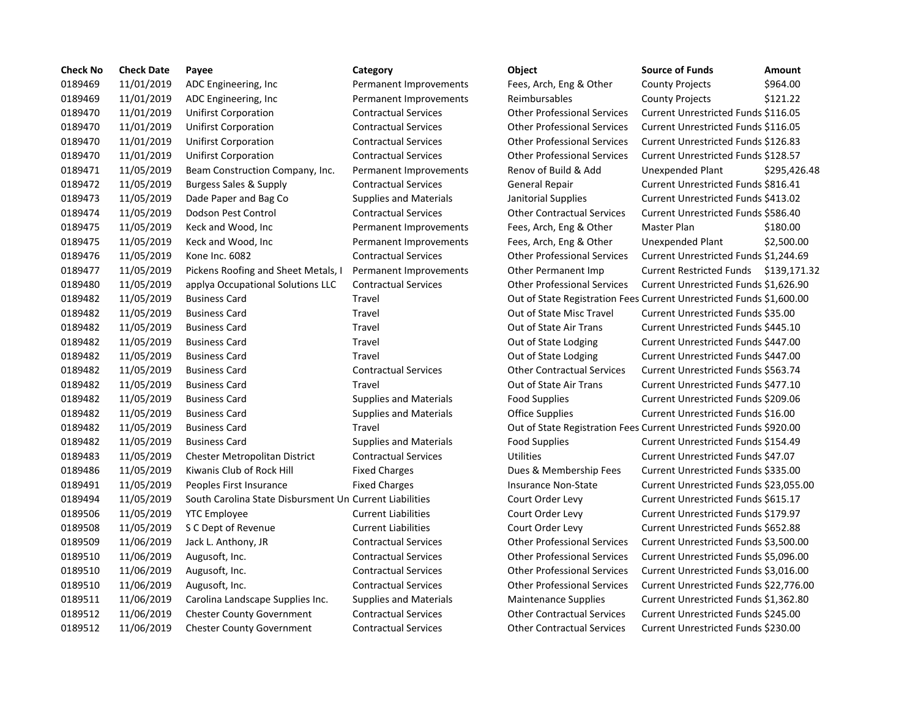| Check No | Check Date | Payee | Category | Object | Source of Funds | Amount |
|---|---|---|---|---|---|---|
| 0189469 | 11/01/2019 | ADC Engineering, Inc | Permanent Improvements | Fees, Arch, Eng & Other | County Projects | $964.00 |
| 0189469 | 11/01/2019 | ADC Engineering, Inc | Permanent Improvements | Reimbursables | County Projects | $121.22 |
| 0189470 | 11/01/2019 | Unifirst Corporation | Contractual Services | Other Professional Services | Current Unrestricted Funds | $116.05 |
| 0189470 | 11/01/2019 | Unifirst Corporation | Contractual Services | Other Professional Services | Current Unrestricted Funds | $116.05 |
| 0189470 | 11/01/2019 | Unifirst Corporation | Contractual Services | Other Professional Services | Current Unrestricted Funds | $126.83 |
| 0189470 | 11/01/2019 | Unifirst Corporation | Contractual Services | Other Professional Services | Current Unrestricted Funds | $128.57 |
| 0189471 | 11/05/2019 | Beam Construction Company, Inc. | Permanent Improvements | Renov of Build & Add | Unexpended Plant | $295,426.48 |
| 0189472 | 11/05/2019 | Burgess Sales & Supply | Contractual Services | General Repair | Current Unrestricted Funds | $816.41 |
| 0189473 | 11/05/2019 | Dade Paper and Bag Co | Supplies and Materials | Janitorial Supplies | Current Unrestricted Funds | $413.02 |
| 0189474 | 11/05/2019 | Dodson Pest Control | Contractual Services | Other Contractual Services | Current Unrestricted Funds | $586.40 |
| 0189475 | 11/05/2019 | Keck and Wood, Inc | Permanent Improvements | Fees, Arch, Eng & Other | Master Plan | $180.00 |
| 0189475 | 11/05/2019 | Keck and Wood, Inc | Permanent Improvements | Fees, Arch, Eng & Other | Unexpended Plant | $2,500.00 |
| 0189476 | 11/05/2019 | Kone Inc. 6082 | Contractual Services | Other Professional Services | Current Unrestricted Funds | $1,244.69 |
| 0189477 | 11/05/2019 | Pickens Roofing and Sheet Metals, I | Permanent Improvements | Other Permanent Imp | Current Restricted Funds | $139,171.32 |
| 0189480 | 11/05/2019 | applya Occupational Solutions LLC | Contractual Services | Other Professional Services | Current Unrestricted Funds | $1,626.90 |
| 0189482 | 11/05/2019 | Business Card | Travel | Out of State Registration Fees | Current Unrestricted Funds | $1,600.00 |
| 0189482 | 11/05/2019 | Business Card | Travel | Out of State Misc Travel | Current Unrestricted Funds | $35.00 |
| 0189482 | 11/05/2019 | Business Card | Travel | Out of State Air Trans | Current Unrestricted Funds | $445.10 |
| 0189482 | 11/05/2019 | Business Card | Travel | Out of State Lodging | Current Unrestricted Funds | $447.00 |
| 0189482 | 11/05/2019 | Business Card | Travel | Out of State Lodging | Current Unrestricted Funds | $447.00 |
| 0189482 | 11/05/2019 | Business Card | Contractual Services | Other Contractual Services | Current Unrestricted Funds | $563.74 |
| 0189482 | 11/05/2019 | Business Card | Travel | Out of State Air Trans | Current Unrestricted Funds | $477.10 |
| 0189482 | 11/05/2019 | Business Card | Supplies and Materials | Food Supplies | Current Unrestricted Funds | $209.06 |
| 0189482 | 11/05/2019 | Business Card | Supplies and Materials | Office Supplies | Current Unrestricted Funds | $16.00 |
| 0189482 | 11/05/2019 | Business Card | Travel | Out of State Registration Fees | Current Unrestricted Funds | $920.00 |
| 0189482 | 11/05/2019 | Business Card | Supplies and Materials | Food Supplies | Current Unrestricted Funds | $154.49 |
| 0189483 | 11/05/2019 | Chester Metropolitan District | Contractual Services | Utilities | Current Unrestricted Funds | $47.07 |
| 0189486 | 11/05/2019 | Kiwanis Club of Rock Hill | Fixed Charges | Dues & Membership Fees | Current Unrestricted Funds | $335.00 |
| 0189491 | 11/05/2019 | Peoples First Insurance | Fixed Charges | Insurance Non-State | Current Unrestricted Funds | $23,055.00 |
| 0189494 | 11/05/2019 | South Carolina State Disbursment Un | Current Liabilities | Court Order Levy | Current Unrestricted Funds | $615.17 |
| 0189506 | 11/05/2019 | YTC Employee | Current Liabilities | Court Order Levy | Current Unrestricted Funds | $179.97 |
| 0189508 | 11/05/2019 | S C Dept of Revenue | Current Liabilities | Court Order Levy | Current Unrestricted Funds | $652.88 |
| 0189509 | 11/06/2019 | Jack L. Anthony, JR | Contractual Services | Other Professional Services | Current Unrestricted Funds | $3,500.00 |
| 0189510 | 11/06/2019 | Augusoft, Inc. | Contractual Services | Other Professional Services | Current Unrestricted Funds | $5,096.00 |
| 0189510 | 11/06/2019 | Augusoft, Inc. | Contractual Services | Other Professional Services | Current Unrestricted Funds | $3,016.00 |
| 0189510 | 11/06/2019 | Augusoft, Inc. | Contractual Services | Other Professional Services | Current Unrestricted Funds | $22,776.00 |
| 0189511 | 11/06/2019 | Carolina Landscape Supplies Inc. | Supplies and Materials | Maintenance Supplies | Current Unrestricted Funds | $1,362.80 |
| 0189512 | 11/06/2019 | Chester County Government | Contractual Services | Other Contractual Services | Current Unrestricted Funds | $245.00 |
| 0189512 | 11/06/2019 | Chester County Government | Contractual Services | Other Contractual Services | Current Unrestricted Funds | $230.00 |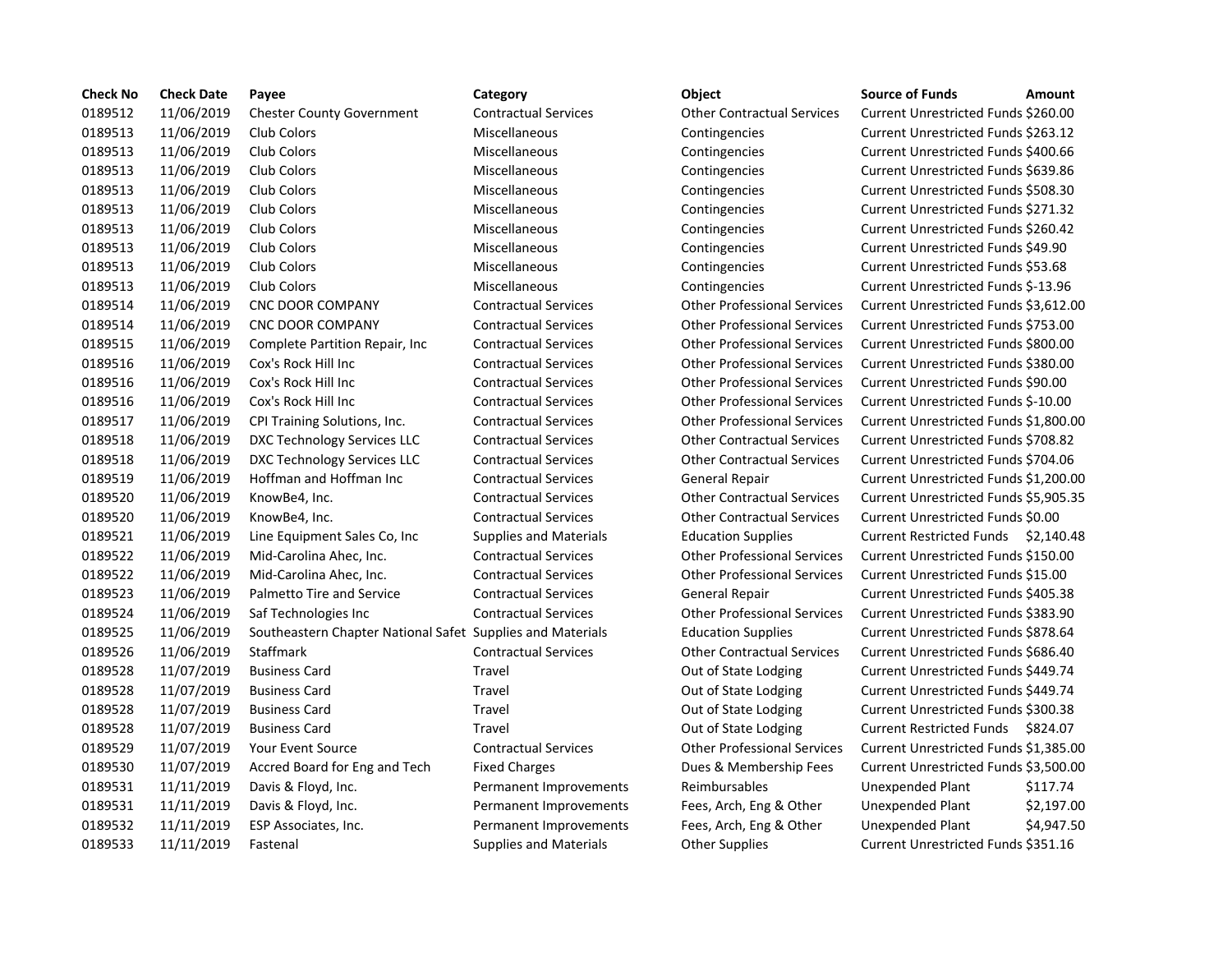| Check No | Check Date | Payee | Category | Object | Source of Funds | Amount |
|---|---|---|---|---|---|---|
| 0189512 | 11/06/2019 | Chester County Government | Contractual Services | Other Contractual Services | Current Unrestricted Funds | $260.00 |
| 0189513 | 11/06/2019 | Club Colors | Miscellaneous | Contingencies | Current Unrestricted Funds | $263.12 |
| 0189513 | 11/06/2019 | Club Colors | Miscellaneous | Contingencies | Current Unrestricted Funds | $400.66 |
| 0189513 | 11/06/2019 | Club Colors | Miscellaneous | Contingencies | Current Unrestricted Funds | $639.86 |
| 0189513 | 11/06/2019 | Club Colors | Miscellaneous | Contingencies | Current Unrestricted Funds | $508.30 |
| 0189513 | 11/06/2019 | Club Colors | Miscellaneous | Contingencies | Current Unrestricted Funds | $271.32 |
| 0189513 | 11/06/2019 | Club Colors | Miscellaneous | Contingencies | Current Unrestricted Funds | $260.42 |
| 0189513 | 11/06/2019 | Club Colors | Miscellaneous | Contingencies | Current Unrestricted Funds | $49.90 |
| 0189513 | 11/06/2019 | Club Colors | Miscellaneous | Contingencies | Current Unrestricted Funds | $53.68 |
| 0189513 | 11/06/2019 | Club Colors | Miscellaneous | Contingencies | Current Unrestricted Funds | $-13.96 |
| 0189514 | 11/06/2019 | CNC DOOR COMPANY | Contractual Services | Other Professional Services | Current Unrestricted Funds | $3,612.00 |
| 0189514 | 11/06/2019 | CNC DOOR COMPANY | Contractual Services | Other Professional Services | Current Unrestricted Funds | $753.00 |
| 0189515 | 11/06/2019 | Complete Partition Repair, Inc | Contractual Services | Other Professional Services | Current Unrestricted Funds | $800.00 |
| 0189516 | 11/06/2019 | Cox's Rock Hill Inc | Contractual Services | Other Professional Services | Current Unrestricted Funds | $380.00 |
| 0189516 | 11/06/2019 | Cox's Rock Hill Inc | Contractual Services | Other Professional Services | Current Unrestricted Funds | $90.00 |
| 0189516 | 11/06/2019 | Cox's Rock Hill Inc | Contractual Services | Other Professional Services | Current Unrestricted Funds | $-10.00 |
| 0189517 | 11/06/2019 | CPI Training Solutions, Inc. | Contractual Services | Other Professional Services | Current Unrestricted Funds | $1,800.00 |
| 0189518 | 11/06/2019 | DXC Technology Services LLC | Contractual Services | Other Contractual Services | Current Unrestricted Funds | $708.82 |
| 0189518 | 11/06/2019 | DXC Technology Services LLC | Contractual Services | Other Contractual Services | Current Unrestricted Funds | $704.06 |
| 0189519 | 11/06/2019 | Hoffman and Hoffman Inc | Contractual Services | General Repair | Current Unrestricted Funds | $1,200.00 |
| 0189520 | 11/06/2019 | KnowBe4, Inc. | Contractual Services | Other Contractual Services | Current Unrestricted Funds | $5,905.35 |
| 0189520 | 11/06/2019 | KnowBe4, Inc. | Contractual Services | Other Contractual Services | Current Unrestricted Funds | $0.00 |
| 0189521 | 11/06/2019 | Line Equipment Sales Co, Inc | Supplies and Materials | Education Supplies | Current Restricted Funds | $2,140.48 |
| 0189522 | 11/06/2019 | Mid-Carolina Ahec, Inc. | Contractual Services | Other Professional Services | Current Unrestricted Funds | $150.00 |
| 0189522 | 11/06/2019 | Mid-Carolina Ahec, Inc. | Contractual Services | Other Professional Services | Current Unrestricted Funds | $15.00 |
| 0189523 | 11/06/2019 | Palmetto Tire and Service | Contractual Services | General Repair | Current Unrestricted Funds | $405.38 |
| 0189524 | 11/06/2019 | Saf Technologies Inc | Contractual Services | Other Professional Services | Current Unrestricted Funds | $383.90 |
| 0189525 | 11/06/2019 | Southeastern Chapter National Safet | Supplies and Materials | Education Supplies | Current Unrestricted Funds | $878.64 |
| 0189526 | 11/06/2019 | Staffmark | Contractual Services | Other Contractual Services | Current Unrestricted Funds | $686.40 |
| 0189528 | 11/07/2019 | Business Card | Travel | Out of State Lodging | Current Unrestricted Funds | $449.74 |
| 0189528 | 11/07/2019 | Business Card | Travel | Out of State Lodging | Current Unrestricted Funds | $449.74 |
| 0189528 | 11/07/2019 | Business Card | Travel | Out of State Lodging | Current Unrestricted Funds | $300.38 |
| 0189528 | 11/07/2019 | Business Card | Travel | Out of State Lodging | Current Restricted Funds | $824.07 |
| 0189529 | 11/07/2019 | Your Event Source | Contractual Services | Other Professional Services | Current Unrestricted Funds | $1,385.00 |
| 0189530 | 11/07/2019 | Accred Board for Eng and Tech | Fixed Charges | Dues & Membership Fees | Current Unrestricted Funds | $3,500.00 |
| 0189531 | 11/11/2019 | Davis & Floyd, Inc. | Permanent Improvements | Reimbursables | Unexpended Plant | $117.74 |
| 0189531 | 11/11/2019 | Davis & Floyd, Inc. | Permanent Improvements | Fees, Arch, Eng & Other | Unexpended Plant | $2,197.00 |
| 0189532 | 11/11/2019 | ESP Associates, Inc. | Permanent Improvements | Fees, Arch, Eng & Other | Unexpended Plant | $4,947.50 |
| 0189533 | 11/11/2019 | Fastenal | Supplies and Materials | Other Supplies | Current Unrestricted Funds | $351.16 |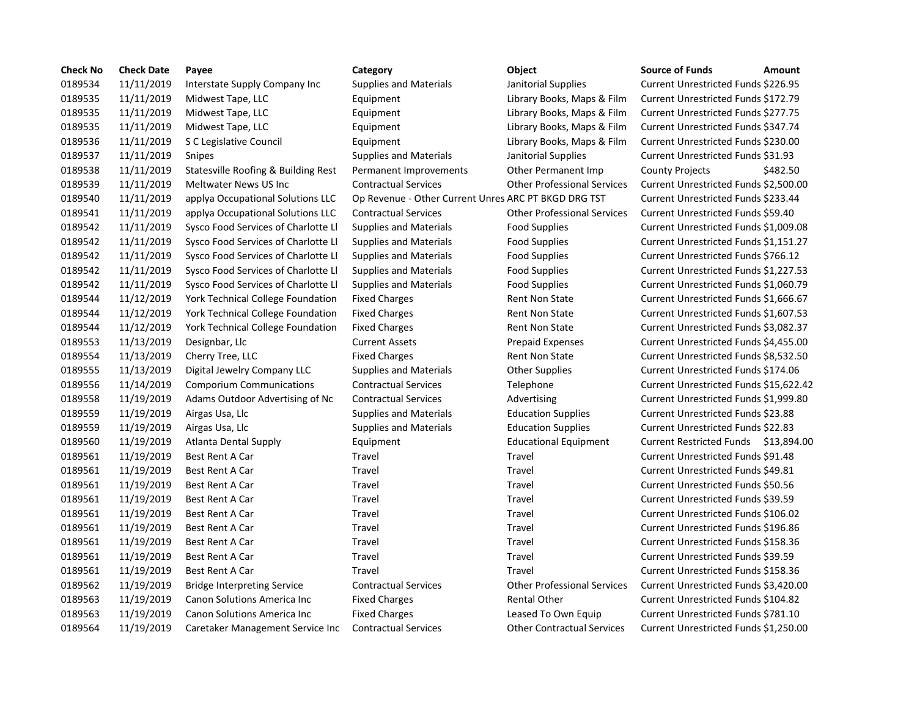| Check No | Check Date | Payee | Category | Object | Source of Funds | Amount |
|---|---|---|---|---|---|---|
| 0189534 | 11/11/2019 | Interstate Supply Company Inc | Supplies and Materials | Janitorial Supplies | Current Unrestricted Funds | $226.95 |
| 0189535 | 11/11/2019 | Midwest Tape, LLC | Equipment | Library Books, Maps & Film | Current Unrestricted Funds | $172.79 |
| 0189535 | 11/11/2019 | Midwest Tape, LLC | Equipment | Library Books, Maps & Film | Current Unrestricted Funds | $277.75 |
| 0189535 | 11/11/2019 | Midwest Tape, LLC | Equipment | Library Books, Maps & Film | Current Unrestricted Funds | $347.74 |
| 0189536 | 11/11/2019 | S C Legislative Council | Equipment | Library Books, Maps & Film | Current Unrestricted Funds | $230.00 |
| 0189537 | 11/11/2019 | Snipes | Supplies and Materials | Janitorial Supplies | Current Unrestricted Funds | $31.93 |
| 0189538 | 11/11/2019 | Statesville Roofing & Building Rest | Permanent Improvements | Other Permanent Imp | County Projects | $482.50 |
| 0189539 | 11/11/2019 | Meltwater News US Inc | Contractual Services | Other Professional Services | Current Unrestricted Funds | $2,500.00 |
| 0189540 | 11/11/2019 | applya Occupational Solutions LLC | Op Revenue - Other Current Unres | ARC PT BKGD DRG TST | Current Unrestricted Funds | $233.44 |
| 0189541 | 11/11/2019 | applya Occupational Solutions LLC | Contractual Services | Other Professional Services | Current Unrestricted Funds | $59.40 |
| 0189542 | 11/11/2019 | Sysco Food Services of Charlotte Ll | Supplies and Materials | Food Supplies | Current Unrestricted Funds | $1,009.08 |
| 0189542 | 11/11/2019 | Sysco Food Services of Charlotte Ll | Supplies and Materials | Food Supplies | Current Unrestricted Funds | $1,151.27 |
| 0189542 | 11/11/2019 | Sysco Food Services of Charlotte Ll | Supplies and Materials | Food Supplies | Current Unrestricted Funds | $766.12 |
| 0189542 | 11/11/2019 | Sysco Food Services of Charlotte Ll | Supplies and Materials | Food Supplies | Current Unrestricted Funds | $1,227.53 |
| 0189542 | 11/11/2019 | Sysco Food Services of Charlotte Ll | Supplies and Materials | Food Supplies | Current Unrestricted Funds | $1,060.79 |
| 0189544 | 11/12/2019 | York Technical College Foundation | Fixed Charges | Rent Non State | Current Unrestricted Funds | $1,666.67 |
| 0189544 | 11/12/2019 | York Technical College Foundation | Fixed Charges | Rent Non State | Current Unrestricted Funds | $1,607.53 |
| 0189544 | 11/12/2019 | York Technical College Foundation | Fixed Charges | Rent Non State | Current Unrestricted Funds | $3,082.37 |
| 0189553 | 11/13/2019 | Designbar, Llc | Current Assets | Prepaid Expenses | Current Unrestricted Funds | $4,455.00 |
| 0189554 | 11/13/2019 | Cherry Tree, LLC | Fixed Charges | Rent Non State | Current Unrestricted Funds | $8,532.50 |
| 0189555 | 11/13/2019 | Digital Jewelry Company LLC | Supplies and Materials | Other Supplies | Current Unrestricted Funds | $174.06 |
| 0189556 | 11/14/2019 | Comporium Communications | Contractual Services | Telephone | Current Unrestricted Funds | $15,622.42 |
| 0189558 | 11/19/2019 | Adams Outdoor Advertising of Nc | Contractual Services | Advertising | Current Unrestricted Funds | $1,999.80 |
| 0189559 | 11/19/2019 | Airgas Usa, Llc | Supplies and Materials | Education Supplies | Current Unrestricted Funds | $23.88 |
| 0189559 | 11/19/2019 | Airgas Usa, Llc | Supplies and Materials | Education Supplies | Current Unrestricted Funds | $22.83 |
| 0189560 | 11/19/2019 | Atlanta Dental Supply | Equipment | Educational Equipment | Current Restricted Funds | $13,894.00 |
| 0189561 | 11/19/2019 | Best Rent A Car | Travel | Travel | Current Unrestricted Funds | $91.48 |
| 0189561 | 11/19/2019 | Best Rent A Car | Travel | Travel | Current Unrestricted Funds | $49.81 |
| 0189561 | 11/19/2019 | Best Rent A Car | Travel | Travel | Current Unrestricted Funds | $50.56 |
| 0189561 | 11/19/2019 | Best Rent A Car | Travel | Travel | Current Unrestricted Funds | $39.59 |
| 0189561 | 11/19/2019 | Best Rent A Car | Travel | Travel | Current Unrestricted Funds | $106.02 |
| 0189561 | 11/19/2019 | Best Rent A Car | Travel | Travel | Current Unrestricted Funds | $196.86 |
| 0189561 | 11/19/2019 | Best Rent A Car | Travel | Travel | Current Unrestricted Funds | $158.36 |
| 0189561 | 11/19/2019 | Best Rent A Car | Travel | Travel | Current Unrestricted Funds | $39.59 |
| 0189561 | 11/19/2019 | Best Rent A Car | Travel | Travel | Current Unrestricted Funds | $158.36 |
| 0189562 | 11/19/2019 | Bridge Interpreting Service | Contractual Services | Other Professional Services | Current Unrestricted Funds | $3,420.00 |
| 0189563 | 11/19/2019 | Canon Solutions America Inc | Fixed Charges | Rental Other | Current Unrestricted Funds | $104.82 |
| 0189563 | 11/19/2019 | Canon Solutions America Inc | Fixed Charges | Leased To Own Equip | Current Unrestricted Funds | $781.10 |
| 0189564 | 11/19/2019 | Caretaker Management Service Inc | Contractual Services | Other Contractual Services | Current Unrestricted Funds | $1,250.00 |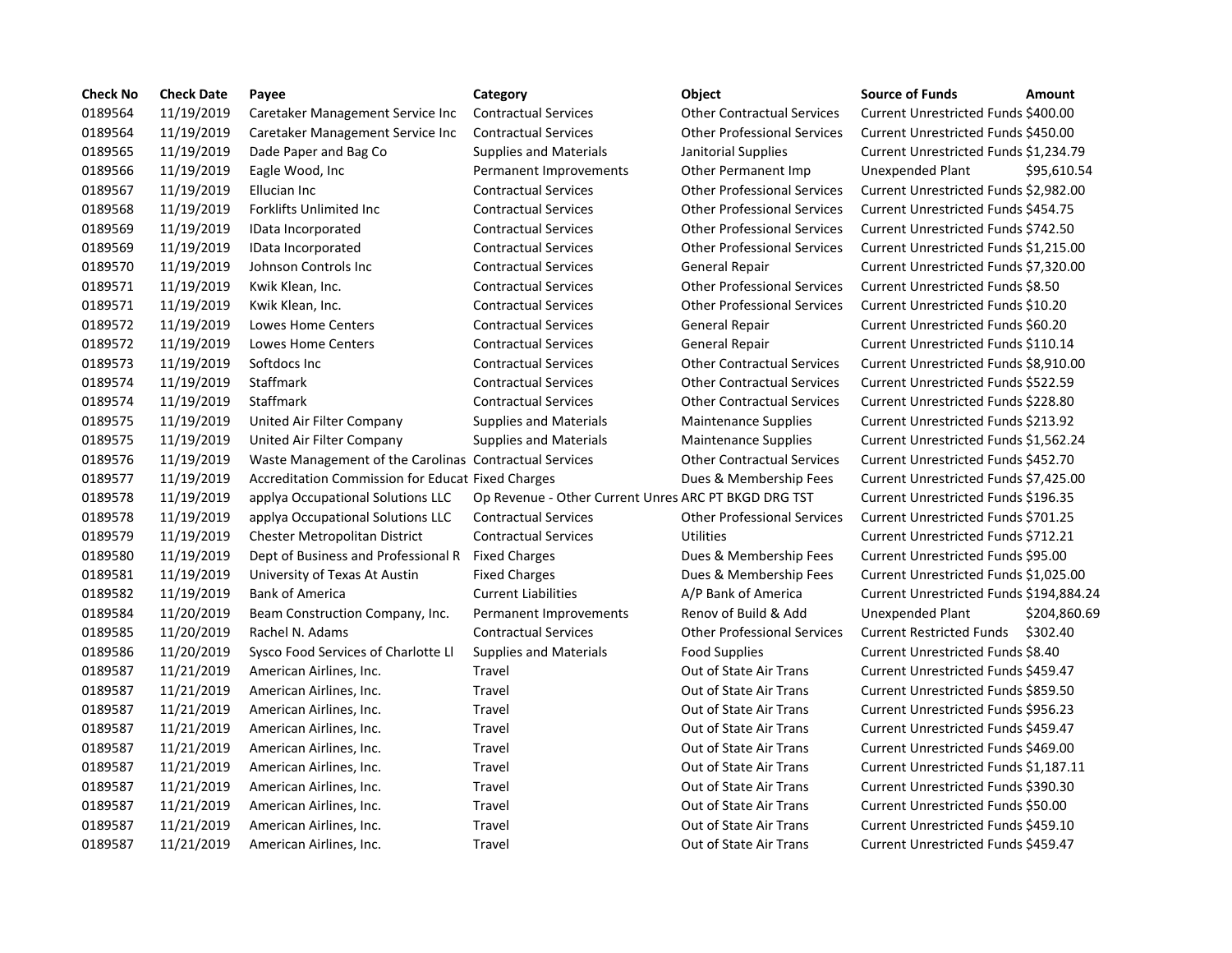| Check No | Check Date | Payee | Category | Object | Source of Funds | Amount |
|---|---|---|---|---|---|---|
| 0189564 | 11/19/2019 | Caretaker Management Service Inc | Contractual Services | Other Contractual Services | Current Unrestricted Funds | $400.00 |
| 0189564 | 11/19/2019 | Caretaker Management Service Inc | Contractual Services | Other Professional Services | Current Unrestricted Funds | $450.00 |
| 0189565 | 11/19/2019 | Dade Paper and Bag Co | Supplies and Materials | Janitorial Supplies | Current Unrestricted Funds | $1,234.79 |
| 0189566 | 11/19/2019 | Eagle Wood, Inc | Permanent Improvements | Other Permanent Imp | Unexpended Plant | $95,610.54 |
| 0189567 | 11/19/2019 | Ellucian Inc | Contractual Services | Other Professional Services | Current Unrestricted Funds | $2,982.00 |
| 0189568 | 11/19/2019 | Forklifts Unlimited Inc | Contractual Services | Other Professional Services | Current Unrestricted Funds | $454.75 |
| 0189569 | 11/19/2019 | IData Incorporated | Contractual Services | Other Professional Services | Current Unrestricted Funds | $742.50 |
| 0189569 | 11/19/2019 | IData Incorporated | Contractual Services | Other Professional Services | Current Unrestricted Funds | $1,215.00 |
| 0189570 | 11/19/2019 | Johnson Controls Inc | Contractual Services | General Repair | Current Unrestricted Funds | $7,320.00 |
| 0189571 | 11/19/2019 | Kwik Klean, Inc. | Contractual Services | Other Professional Services | Current Unrestricted Funds | $8.50 |
| 0189571 | 11/19/2019 | Kwik Klean, Inc. | Contractual Services | Other Professional Services | Current Unrestricted Funds | $10.20 |
| 0189572 | 11/19/2019 | Lowes Home Centers | Contractual Services | General Repair | Current Unrestricted Funds | $60.20 |
| 0189572 | 11/19/2019 | Lowes Home Centers | Contractual Services | General Repair | Current Unrestricted Funds | $110.14 |
| 0189573 | 11/19/2019 | Softdocs Inc | Contractual Services | Other Contractual Services | Current Unrestricted Funds | $8,910.00 |
| 0189574 | 11/19/2019 | Staffmark | Contractual Services | Other Contractual Services | Current Unrestricted Funds | $522.59 |
| 0189574 | 11/19/2019 | Staffmark | Contractual Services | Other Contractual Services | Current Unrestricted Funds | $228.80 |
| 0189575 | 11/19/2019 | United Air Filter Company | Supplies and Materials | Maintenance Supplies | Current Unrestricted Funds | $213.92 |
| 0189575 | 11/19/2019 | United Air Filter Company | Supplies and Materials | Maintenance Supplies | Current Unrestricted Funds | $1,562.24 |
| 0189576 | 11/19/2019 | Waste Management of the Carolinas | Contractual Services | Other Contractual Services | Current Unrestricted Funds | $452.70 |
| 0189577 | 11/19/2019 | Accreditation Commission for Educat | Fixed Charges | Dues & Membership Fees | Current Unrestricted Funds | $7,425.00 |
| 0189578 | 11/19/2019 | applya Occupational Solutions LLC | Op Revenue - Other Current Unres | ARC PT BKGD DRG TST | Current Unrestricted Funds | $196.35 |
| 0189578 | 11/19/2019 | applya Occupational Solutions LLC | Contractual Services | Other Professional Services | Current Unrestricted Funds | $701.25 |
| 0189579 | 11/19/2019 | Chester Metropolitan District | Contractual Services | Utilities | Current Unrestricted Funds | $712.21 |
| 0189580 | 11/19/2019 | Dept of Business and Professional R | Fixed Charges | Dues & Membership Fees | Current Unrestricted Funds | $95.00 |
| 0189581 | 11/19/2019 | University of Texas At Austin | Fixed Charges | Dues & Membership Fees | Current Unrestricted Funds | $1,025.00 |
| 0189582 | 11/19/2019 | Bank of America | Current Liabilities | A/P Bank of America | Current Unrestricted Funds | $194,884.24 |
| 0189584 | 11/20/2019 | Beam Construction Company, Inc. | Permanent Improvements | Renov of Build & Add | Unexpended Plant | $204,860.69 |
| 0189585 | 11/20/2019 | Rachel N. Adams | Contractual Services | Other Professional Services | Current Restricted Funds | $302.40 |
| 0189586 | 11/20/2019 | Sysco Food Services of Charlotte Ll | Supplies and Materials | Food Supplies | Current Unrestricted Funds | $8.40 |
| 0189587 | 11/21/2019 | American Airlines, Inc. | Travel | Out of State Air Trans | Current Unrestricted Funds | $459.47 |
| 0189587 | 11/21/2019 | American Airlines, Inc. | Travel | Out of State Air Trans | Current Unrestricted Funds | $859.50 |
| 0189587 | 11/21/2019 | American Airlines, Inc. | Travel | Out of State Air Trans | Current Unrestricted Funds | $956.23 |
| 0189587 | 11/21/2019 | American Airlines, Inc. | Travel | Out of State Air Trans | Current Unrestricted Funds | $459.47 |
| 0189587 | 11/21/2019 | American Airlines, Inc. | Travel | Out of State Air Trans | Current Unrestricted Funds | $469.00 |
| 0189587 | 11/21/2019 | American Airlines, Inc. | Travel | Out of State Air Trans | Current Unrestricted Funds | $1,187.11 |
| 0189587 | 11/21/2019 | American Airlines, Inc. | Travel | Out of State Air Trans | Current Unrestricted Funds | $390.30 |
| 0189587 | 11/21/2019 | American Airlines, Inc. | Travel | Out of State Air Trans | Current Unrestricted Funds | $50.00 |
| 0189587 | 11/21/2019 | American Airlines, Inc. | Travel | Out of State Air Trans | Current Unrestricted Funds | $459.10 |
| 0189587 | 11/21/2019 | American Airlines, Inc. | Travel | Out of State Air Trans | Current Unrestricted Funds | $459.47 |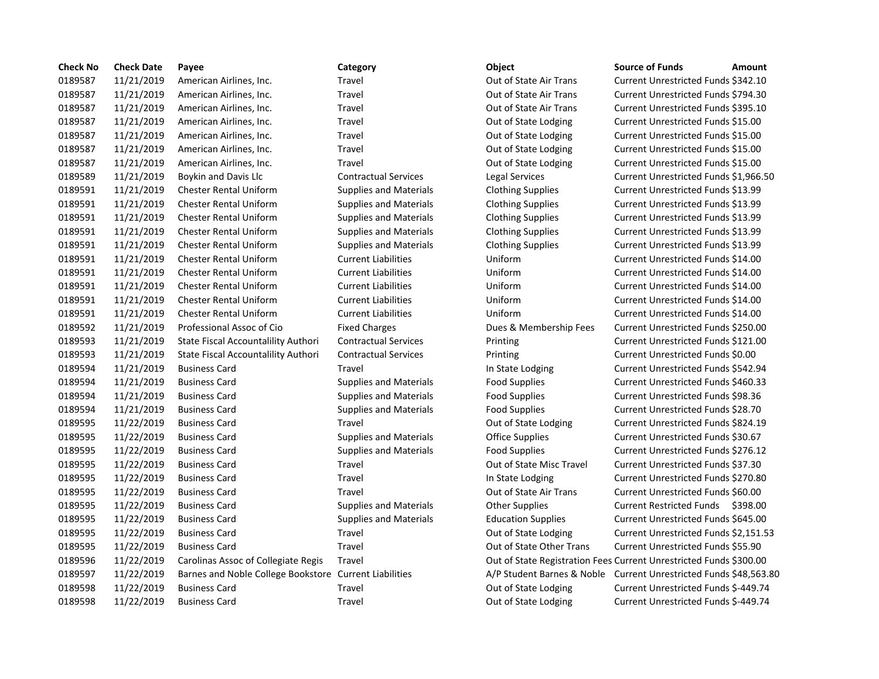| Check No | Check Date | Payee | Category | Object | Source of Funds | Amount |
|---|---|---|---|---|---|---|
| 0189587 | 11/21/2019 | American Airlines, Inc. | Travel | Out of State Air Trans | Current Unrestricted Funds | $342.10 |
| 0189587 | 11/21/2019 | American Airlines, Inc. | Travel | Out of State Air Trans | Current Unrestricted Funds | $794.30 |
| 0189587 | 11/21/2019 | American Airlines, Inc. | Travel | Out of State Air Trans | Current Unrestricted Funds | $395.10 |
| 0189587 | 11/21/2019 | American Airlines, Inc. | Travel | Out of State Lodging | Current Unrestricted Funds | $15.00 |
| 0189587 | 11/21/2019 | American Airlines, Inc. | Travel | Out of State Lodging | Current Unrestricted Funds | $15.00 |
| 0189587 | 11/21/2019 | American Airlines, Inc. | Travel | Out of State Lodging | Current Unrestricted Funds | $15.00 |
| 0189587 | 11/21/2019 | American Airlines, Inc. | Travel | Out of State Lodging | Current Unrestricted Funds | $15.00 |
| 0189589 | 11/21/2019 | Boykin and Davis Llc | Contractual Services | Legal Services | Current Unrestricted Funds | $1,966.50 |
| 0189591 | 11/21/2019 | Chester Rental Uniform | Supplies and Materials | Clothing Supplies | Current Unrestricted Funds | $13.99 |
| 0189591 | 11/21/2019 | Chester Rental Uniform | Supplies and Materials | Clothing Supplies | Current Unrestricted Funds | $13.99 |
| 0189591 | 11/21/2019 | Chester Rental Uniform | Supplies and Materials | Clothing Supplies | Current Unrestricted Funds | $13.99 |
| 0189591 | 11/21/2019 | Chester Rental Uniform | Supplies and Materials | Clothing Supplies | Current Unrestricted Funds | $13.99 |
| 0189591 | 11/21/2019 | Chester Rental Uniform | Supplies and Materials | Clothing Supplies | Current Unrestricted Funds | $13.99 |
| 0189591 | 11/21/2019 | Chester Rental Uniform | Current Liabilities | Uniform | Current Unrestricted Funds | $14.00 |
| 0189591 | 11/21/2019 | Chester Rental Uniform | Current Liabilities | Uniform | Current Unrestricted Funds | $14.00 |
| 0189591 | 11/21/2019 | Chester Rental Uniform | Current Liabilities | Uniform | Current Unrestricted Funds | $14.00 |
| 0189591 | 11/21/2019 | Chester Rental Uniform | Current Liabilities | Uniform | Current Unrestricted Funds | $14.00 |
| 0189591 | 11/21/2019 | Chester Rental Uniform | Current Liabilities | Uniform | Current Unrestricted Funds | $14.00 |
| 0189592 | 11/21/2019 | Professional Assoc of Cio | Fixed Charges | Dues & Membership Fees | Current Unrestricted Funds | $250.00 |
| 0189593 | 11/21/2019 | State Fiscal Accountability Authori | Contractual Services | Printing | Current Unrestricted Funds | $121.00 |
| 0189593 | 11/21/2019 | State Fiscal Accountability Authori | Contractual Services | Printing | Current Unrestricted Funds | $0.00 |
| 0189594 | 11/21/2019 | Business Card | Travel | In State Lodging | Current Unrestricted Funds | $542.94 |
| 0189594 | 11/21/2019 | Business Card | Supplies and Materials | Food Supplies | Current Unrestricted Funds | $460.33 |
| 0189594 | 11/21/2019 | Business Card | Supplies and Materials | Food Supplies | Current Unrestricted Funds | $98.36 |
| 0189594 | 11/21/2019 | Business Card | Supplies and Materials | Food Supplies | Current Unrestricted Funds | $28.70 |
| 0189595 | 11/22/2019 | Business Card | Travel | Out of State Lodging | Current Unrestricted Funds | $824.19 |
| 0189595 | 11/22/2019 | Business Card | Supplies and Materials | Office Supplies | Current Unrestricted Funds | $30.67 |
| 0189595 | 11/22/2019 | Business Card | Supplies and Materials | Food Supplies | Current Unrestricted Funds | $276.12 |
| 0189595 | 11/22/2019 | Business Card | Travel | Out of State Misc Travel | Current Unrestricted Funds | $37.30 |
| 0189595 | 11/22/2019 | Business Card | Travel | In State Lodging | Current Unrestricted Funds | $270.80 |
| 0189595 | 11/22/2019 | Business Card | Travel | Out of State Air Trans | Current Unrestricted Funds | $60.00 |
| 0189595 | 11/22/2019 | Business Card | Supplies and Materials | Other Supplies | Current Restricted Funds | $398.00 |
| 0189595 | 11/22/2019 | Business Card | Supplies and Materials | Education Supplies | Current Unrestricted Funds | $645.00 |
| 0189595 | 11/22/2019 | Business Card | Travel | Out of State Lodging | Current Unrestricted Funds | $2,151.53 |
| 0189595 | 11/22/2019 | Business Card | Travel | Out of State Other Trans | Current Unrestricted Funds | $55.90 |
| 0189596 | 11/22/2019 | Carolinas Assoc of Collegiate Regis | Travel | Out of State Registration Fees | Current Unrestricted Funds | $300.00 |
| 0189597 | 11/22/2019 | Barnes and Noble College Bookstore | Current Liabilities | A/P Student Barnes & Noble | Current Unrestricted Funds | $48,563.80 |
| 0189598 | 11/22/2019 | Business Card | Travel | Out of State Lodging | Current Unrestricted Funds | $-449.74 |
| 0189598 | 11/22/2019 | Business Card | Travel | Out of State Lodging | Current Unrestricted Funds | $-449.74 |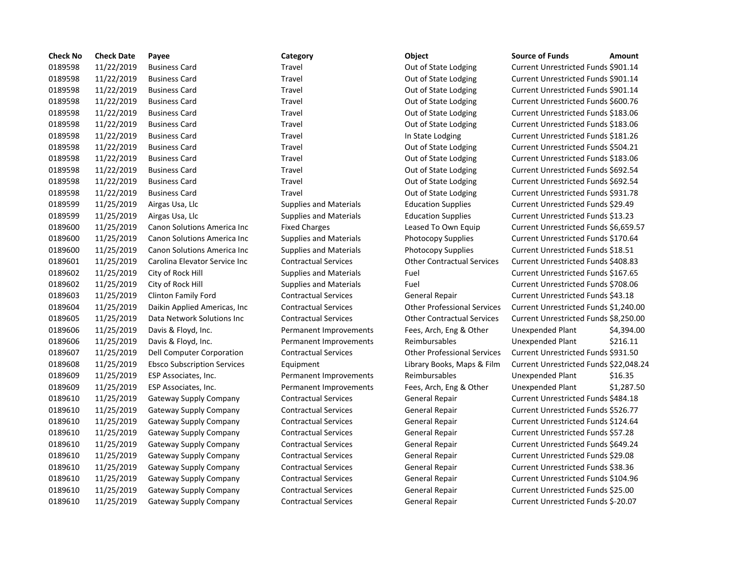| Check No | Check Date | Payee | Category | Object | Source of Funds | Amount |
|---|---|---|---|---|---|---|
| 0189598 | 11/22/2019 | Business Card | Travel | Out of State Lodging | Current Unrestricted Funds | $901.14 |
| 0189598 | 11/22/2019 | Business Card | Travel | Out of State Lodging | Current Unrestricted Funds | $901.14 |
| 0189598 | 11/22/2019 | Business Card | Travel | Out of State Lodging | Current Unrestricted Funds | $901.14 |
| 0189598 | 11/22/2019 | Business Card | Travel | Out of State Lodging | Current Unrestricted Funds | $600.76 |
| 0189598 | 11/22/2019 | Business Card | Travel | Out of State Lodging | Current Unrestricted Funds | $183.06 |
| 0189598 | 11/22/2019 | Business Card | Travel | Out of State Lodging | Current Unrestricted Funds | $183.06 |
| 0189598 | 11/22/2019 | Business Card | Travel | In State Lodging | Current Unrestricted Funds | $181.26 |
| 0189598 | 11/22/2019 | Business Card | Travel | Out of State Lodging | Current Unrestricted Funds | $504.21 |
| 0189598 | 11/22/2019 | Business Card | Travel | Out of State Lodging | Current Unrestricted Funds | $183.06 |
| 0189598 | 11/22/2019 | Business Card | Travel | Out of State Lodging | Current Unrestricted Funds | $692.54 |
| 0189598 | 11/22/2019 | Business Card | Travel | Out of State Lodging | Current Unrestricted Funds | $692.54 |
| 0189598 | 11/22/2019 | Business Card | Travel | Out of State Lodging | Current Unrestricted Funds | $931.78 |
| 0189599 | 11/25/2019 | Airgas Usa, Llc | Supplies and Materials | Education Supplies | Current Unrestricted Funds | $29.49 |
| 0189599 | 11/25/2019 | Airgas Usa, Llc | Supplies and Materials | Education Supplies | Current Unrestricted Funds | $13.23 |
| 0189600 | 11/25/2019 | Canon Solutions America Inc | Fixed Charges | Leased To Own Equip | Current Unrestricted Funds | $6,659.57 |
| 0189600 | 11/25/2019 | Canon Solutions America Inc | Supplies and Materials | Photocopy Supplies | Current Unrestricted Funds | $170.64 |
| 0189600 | 11/25/2019 | Canon Solutions America Inc | Supplies and Materials | Photocopy Supplies | Current Unrestricted Funds | $18.51 |
| 0189601 | 11/25/2019 | Carolina Elevator Service Inc | Contractual Services | Other Contractual Services | Current Unrestricted Funds | $408.83 |
| 0189602 | 11/25/2019 | City of Rock Hill | Supplies and Materials | Fuel | Current Unrestricted Funds | $167.65 |
| 0189602 | 11/25/2019 | City of Rock Hill | Supplies and Materials | Fuel | Current Unrestricted Funds | $708.06 |
| 0189603 | 11/25/2019 | Clinton Family Ford | Contractual Services | General Repair | Current Unrestricted Funds | $43.18 |
| 0189604 | 11/25/2019 | Daikin Applied Americas, Inc | Contractual Services | Other Professional Services | Current Unrestricted Funds | $1,240.00 |
| 0189605 | 11/25/2019 | Data Network Solutions Inc | Contractual Services | Other Contractual Services | Current Unrestricted Funds | $8,250.00 |
| 0189606 | 11/25/2019 | Davis & Floyd, Inc. | Permanent Improvements | Fees, Arch, Eng & Other | Unexpended Plant | $4,394.00 |
| 0189606 | 11/25/2019 | Davis & Floyd, Inc. | Permanent Improvements | Reimbursables | Unexpended Plant | $216.11 |
| 0189607 | 11/25/2019 | Dell Computer Corporation | Contractual Services | Other Professional Services | Current Unrestricted Funds | $931.50 |
| 0189608 | 11/25/2019 | Ebsco Subscription Services | Equipment | Library Books, Maps & Film | Current Unrestricted Funds | $22,048.24 |
| 0189609 | 11/25/2019 | ESP Associates, Inc. | Permanent Improvements | Reimbursables | Unexpended Plant | $16.35 |
| 0189609 | 11/25/2019 | ESP Associates, Inc. | Permanent Improvements | Fees, Arch, Eng & Other | Unexpended Plant | $1,287.50 |
| 0189610 | 11/25/2019 | Gateway Supply Company | Contractual Services | General Repair | Current Unrestricted Funds | $484.18 |
| 0189610 | 11/25/2019 | Gateway Supply Company | Contractual Services | General Repair | Current Unrestricted Funds | $526.77 |
| 0189610 | 11/25/2019 | Gateway Supply Company | Contractual Services | General Repair | Current Unrestricted Funds | $124.64 |
| 0189610 | 11/25/2019 | Gateway Supply Company | Contractual Services | General Repair | Current Unrestricted Funds | $57.28 |
| 0189610 | 11/25/2019 | Gateway Supply Company | Contractual Services | General Repair | Current Unrestricted Funds | $649.24 |
| 0189610 | 11/25/2019 | Gateway Supply Company | Contractual Services | General Repair | Current Unrestricted Funds | $29.08 |
| 0189610 | 11/25/2019 | Gateway Supply Company | Contractual Services | General Repair | Current Unrestricted Funds | $38.36 |
| 0189610 | 11/25/2019 | Gateway Supply Company | Contractual Services | General Repair | Current Unrestricted Funds | $104.96 |
| 0189610 | 11/25/2019 | Gateway Supply Company | Contractual Services | General Repair | Current Unrestricted Funds | $25.00 |
| 0189610 | 11/25/2019 | Gateway Supply Company | Contractual Services | General Repair | Current Unrestricted Funds | $-20.07 |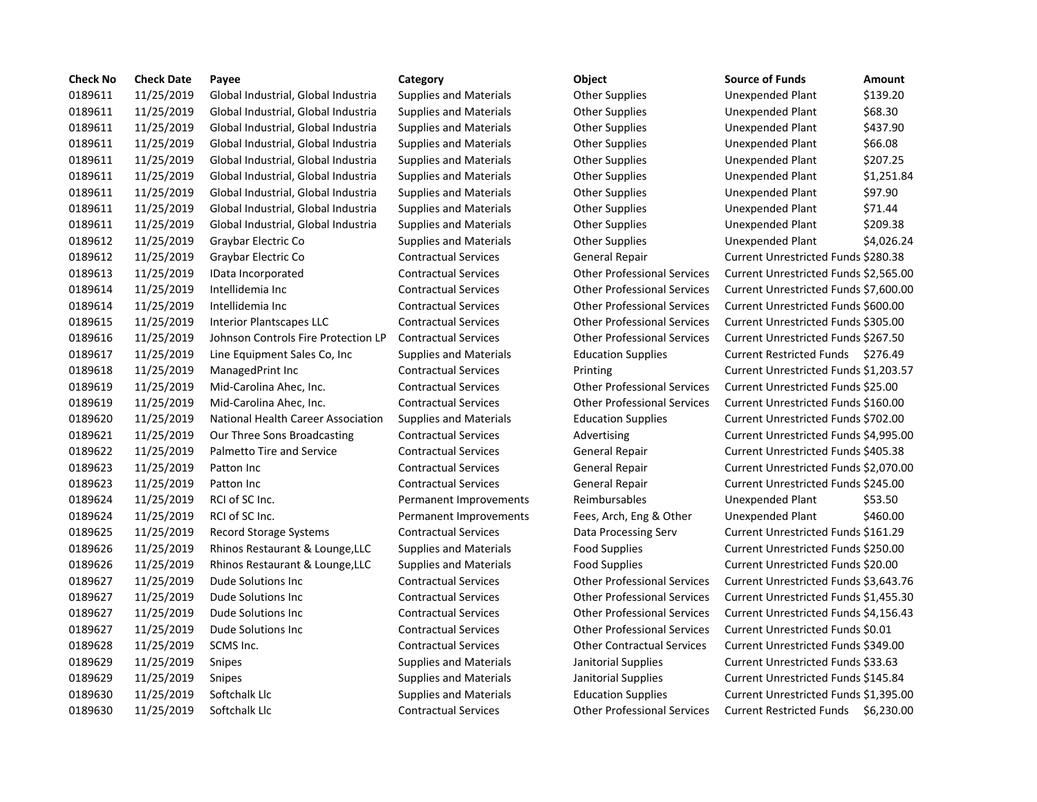| Check No | Check Date | Payee | Category | Object | Source of Funds | Amount |
|---|---|---|---|---|---|---|
| 0189611 | 11/25/2019 | Global Industrial, Global Industria | Supplies and Materials | Other Supplies | Unexpended Plant | $139.20 |
| 0189611 | 11/25/2019 | Global Industrial, Global Industria | Supplies and Materials | Other Supplies | Unexpended Plant | $68.30 |
| 0189611 | 11/25/2019 | Global Industrial, Global Industria | Supplies and Materials | Other Supplies | Unexpended Plant | $437.90 |
| 0189611 | 11/25/2019 | Global Industrial, Global Industria | Supplies and Materials | Other Supplies | Unexpended Plant | $66.08 |
| 0189611 | 11/25/2019 | Global Industrial, Global Industria | Supplies and Materials | Other Supplies | Unexpended Plant | $207.25 |
| 0189611 | 11/25/2019 | Global Industrial, Global Industria | Supplies and Materials | Other Supplies | Unexpended Plant | $1,251.84 |
| 0189611 | 11/25/2019 | Global Industrial, Global Industria | Supplies and Materials | Other Supplies | Unexpended Plant | $97.90 |
| 0189611 | 11/25/2019 | Global Industrial, Global Industria | Supplies and Materials | Other Supplies | Unexpended Plant | $71.44 |
| 0189611 | 11/25/2019 | Global Industrial, Global Industria | Supplies and Materials | Other Supplies | Unexpended Plant | $209.38 |
| 0189612 | 11/25/2019 | Graybar Electric Co | Supplies and Materials | Other Supplies | Unexpended Plant | $4,026.24 |
| 0189612 | 11/25/2019 | Graybar Electric Co | Contractual Services | General Repair | Current Unrestricted Funds | $280.38 |
| 0189613 | 11/25/2019 | IData Incorporated | Contractual Services | Other Professional Services | Current Unrestricted Funds | $2,565.00 |
| 0189614 | 11/25/2019 | Intellidemia Inc | Contractual Services | Other Professional Services | Current Unrestricted Funds | $7,600.00 |
| 0189614 | 11/25/2019 | Intellidemia Inc | Contractual Services | Other Professional Services | Current Unrestricted Funds | $600.00 |
| 0189615 | 11/25/2019 | Interior Plantscapes LLC | Contractual Services | Other Professional Services | Current Unrestricted Funds | $305.00 |
| 0189616 | 11/25/2019 | Johnson Controls Fire Protection LP | Contractual Services | Other Professional Services | Current Unrestricted Funds | $267.50 |
| 0189617 | 11/25/2019 | Line Equipment Sales Co, Inc | Supplies and Materials | Education Supplies | Current Restricted Funds | $276.49 |
| 0189618 | 11/25/2019 | ManagedPrint Inc | Contractual Services | Printing | Current Unrestricted Funds | $1,203.57 |
| 0189619 | 11/25/2019 | Mid-Carolina Ahec, Inc. | Contractual Services | Other Professional Services | Current Unrestricted Funds | $25.00 |
| 0189619 | 11/25/2019 | Mid-Carolina Ahec, Inc. | Contractual Services | Other Professional Services | Current Unrestricted Funds | $160.00 |
| 0189620 | 11/25/2019 | National Health Career Association | Supplies and Materials | Education Supplies | Current Unrestricted Funds | $702.00 |
| 0189621 | 11/25/2019 | Our Three Sons Broadcasting | Contractual Services | Advertising | Current Unrestricted Funds | $4,995.00 |
| 0189622 | 11/25/2019 | Palmetto Tire and Service | Contractual Services | General Repair | Current Unrestricted Funds | $405.38 |
| 0189623 | 11/25/2019 | Patton Inc | Contractual Services | General Repair | Current Unrestricted Funds | $2,070.00 |
| 0189623 | 11/25/2019 | Patton Inc | Contractual Services | General Repair | Current Unrestricted Funds | $245.00 |
| 0189624 | 11/25/2019 | RCI of SC Inc. | Permanent Improvements | Reimbursables | Unexpended Plant | $53.50 |
| 0189624 | 11/25/2019 | RCI of SC Inc. | Permanent Improvements | Fees, Arch, Eng & Other | Unexpended Plant | $460.00 |
| 0189625 | 11/25/2019 | Record Storage Systems | Contractual Services | Data Processing Serv | Current Unrestricted Funds | $161.29 |
| 0189626 | 11/25/2019 | Rhinos Restaurant & Lounge,LLC | Supplies and Materials | Food Supplies | Current Unrestricted Funds | $250.00 |
| 0189626 | 11/25/2019 | Rhinos Restaurant & Lounge,LLC | Supplies and Materials | Food Supplies | Current Unrestricted Funds | $20.00 |
| 0189627 | 11/25/2019 | Dude Solutions Inc | Contractual Services | Other Professional Services | Current Unrestricted Funds | $3,643.76 |
| 0189627 | 11/25/2019 | Dude Solutions Inc | Contractual Services | Other Professional Services | Current Unrestricted Funds | $1,455.30 |
| 0189627 | 11/25/2019 | Dude Solutions Inc | Contractual Services | Other Professional Services | Current Unrestricted Funds | $4,156.43 |
| 0189627 | 11/25/2019 | Dude Solutions Inc | Contractual Services | Other Professional Services | Current Unrestricted Funds | $0.01 |
| 0189628 | 11/25/2019 | SCMS Inc. | Contractual Services | Other Contractual Services | Current Unrestricted Funds | $349.00 |
| 0189629 | 11/25/2019 | Snipes | Supplies and Materials | Janitorial Supplies | Current Unrestricted Funds | $33.63 |
| 0189629 | 11/25/2019 | Snipes | Supplies and Materials | Janitorial Supplies | Current Unrestricted Funds | $145.84 |
| 0189630 | 11/25/2019 | Softchalk Llc | Supplies and Materials | Education Supplies | Current Unrestricted Funds | $1,395.00 |
| 0189630 | 11/25/2019 | Softchalk Llc | Contractual Services | Other Professional Services | Current Restricted Funds | $6,230.00 |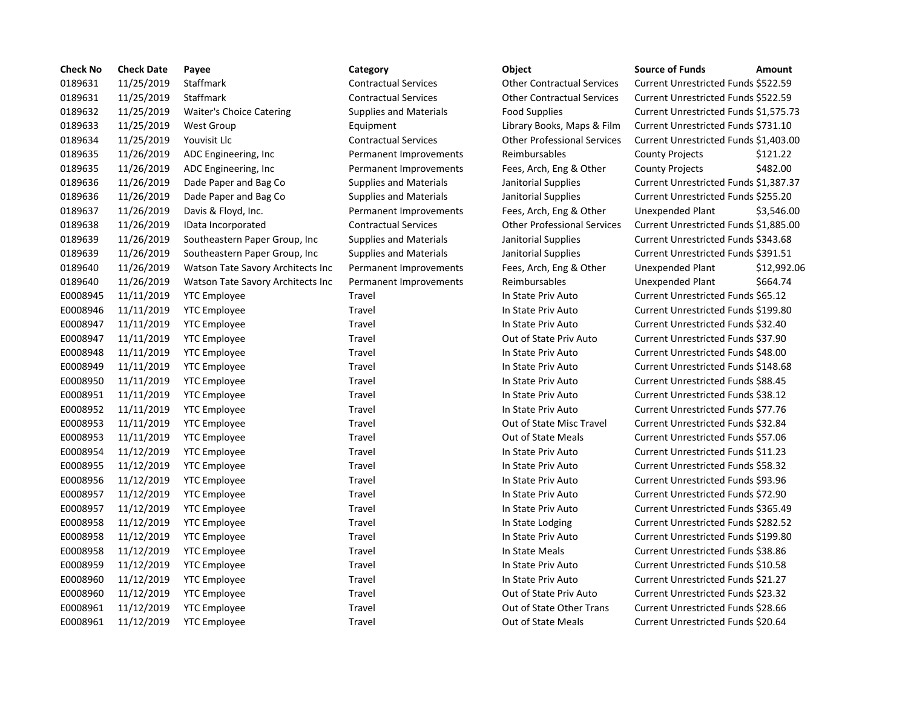| Check No | Check Date | Payee | Category | Object | Source of Funds | Amount |
|---|---|---|---|---|---|---|
| 0189631 | 11/25/2019 | Staffmark | Contractual Services | Other Contractual Services | Current Unrestricted Funds | $522.59 |
| 0189631 | 11/25/2019 | Staffmark | Contractual Services | Other Contractual Services | Current Unrestricted Funds | $522.59 |
| 0189632 | 11/25/2019 | Waiter's Choice Catering | Supplies and Materials | Food Supplies | Current Unrestricted Funds | $1,575.73 |
| 0189633 | 11/25/2019 | West Group | Equipment | Library Books, Maps & Film | Current Unrestricted Funds | $731.10 |
| 0189634 | 11/25/2019 | Youvisit Llc | Contractual Services | Other Professional Services | Current Unrestricted Funds | $1,403.00 |
| 0189635 | 11/26/2019 | ADC Engineering, Inc | Permanent Improvements | Reimbursables | County Projects | $121.22 |
| 0189635 | 11/26/2019 | ADC Engineering, Inc | Permanent Improvements | Fees, Arch, Eng & Other | County Projects | $482.00 |
| 0189636 | 11/26/2019 | Dade Paper and Bag Co | Supplies and Materials | Janitorial Supplies | Current Unrestricted Funds | $1,387.37 |
| 0189636 | 11/26/2019 | Dade Paper and Bag Co | Supplies and Materials | Janitorial Supplies | Current Unrestricted Funds | $255.20 |
| 0189637 | 11/26/2019 | Davis & Floyd, Inc. | Permanent Improvements | Fees, Arch, Eng & Other | Unexpended Plant | $3,546.00 |
| 0189638 | 11/26/2019 | IData Incorporated | Contractual Services | Other Professional Services | Current Unrestricted Funds | $1,885.00 |
| 0189639 | 11/26/2019 | Southeastern Paper Group, Inc | Supplies and Materials | Janitorial Supplies | Current Unrestricted Funds | $343.68 |
| 0189639 | 11/26/2019 | Southeastern Paper Group, Inc | Supplies and Materials | Janitorial Supplies | Current Unrestricted Funds | $391.51 |
| 0189640 | 11/26/2019 | Watson Tate Savory Architects Inc | Permanent Improvements | Fees, Arch, Eng & Other | Unexpended Plant | $12,992.06 |
| 0189640 | 11/26/2019 | Watson Tate Savory Architects Inc | Permanent Improvements | Reimbursables | Unexpended Plant | $664.74 |
| E0008945 | 11/11/2019 | YTC Employee | Travel | In State Priv Auto | Current Unrestricted Funds | $65.12 |
| E0008946 | 11/11/2019 | YTC Employee | Travel | In State Priv Auto | Current Unrestricted Funds | $199.80 |
| E0008947 | 11/11/2019 | YTC Employee | Travel | In State Priv Auto | Current Unrestricted Funds | $32.40 |
| E0008947 | 11/11/2019 | YTC Employee | Travel | Out of State Priv Auto | Current Unrestricted Funds | $37.90 |
| E0008948 | 11/11/2019 | YTC Employee | Travel | In State Priv Auto | Current Unrestricted Funds | $48.00 |
| E0008949 | 11/11/2019 | YTC Employee | Travel | In State Priv Auto | Current Unrestricted Funds | $148.68 |
| E0008950 | 11/11/2019 | YTC Employee | Travel | In State Priv Auto | Current Unrestricted Funds | $88.45 |
| E0008951 | 11/11/2019 | YTC Employee | Travel | In State Priv Auto | Current Unrestricted Funds | $38.12 |
| E0008952 | 11/11/2019 | YTC Employee | Travel | In State Priv Auto | Current Unrestricted Funds | $77.76 |
| E0008953 | 11/11/2019 | YTC Employee | Travel | Out of State Misc Travel | Current Unrestricted Funds | $32.84 |
| E0008953 | 11/11/2019 | YTC Employee | Travel | Out of State Meals | Current Unrestricted Funds | $57.06 |
| E0008954 | 11/12/2019 | YTC Employee | Travel | In State Priv Auto | Current Unrestricted Funds | $11.23 |
| E0008955 | 11/12/2019 | YTC Employee | Travel | In State Priv Auto | Current Unrestricted Funds | $58.32 |
| E0008956 | 11/12/2019 | YTC Employee | Travel | In State Priv Auto | Current Unrestricted Funds | $93.96 |
| E0008957 | 11/12/2019 | YTC Employee | Travel | In State Priv Auto | Current Unrestricted Funds | $72.90 |
| E0008957 | 11/12/2019 | YTC Employee | Travel | In State Priv Auto | Current Unrestricted Funds | $365.49 |
| E0008958 | 11/12/2019 | YTC Employee | Travel | In State Lodging | Current Unrestricted Funds | $282.52 |
| E0008958 | 11/12/2019 | YTC Employee | Travel | In State Priv Auto | Current Unrestricted Funds | $199.80 |
| E0008958 | 11/12/2019 | YTC Employee | Travel | In State Meals | Current Unrestricted Funds | $38.86 |
| E0008959 | 11/12/2019 | YTC Employee | Travel | In State Priv Auto | Current Unrestricted Funds | $10.58 |
| E0008960 | 11/12/2019 | YTC Employee | Travel | In State Priv Auto | Current Unrestricted Funds | $21.27 |
| E0008960 | 11/12/2019 | YTC Employee | Travel | Out of State Priv Auto | Current Unrestricted Funds | $23.32 |
| E0008961 | 11/12/2019 | YTC Employee | Travel | Out of State Other Trans | Current Unrestricted Funds | $28.66 |
| E0008961 | 11/12/2019 | YTC Employee | Travel | Out of State Meals | Current Unrestricted Funds | $20.64 |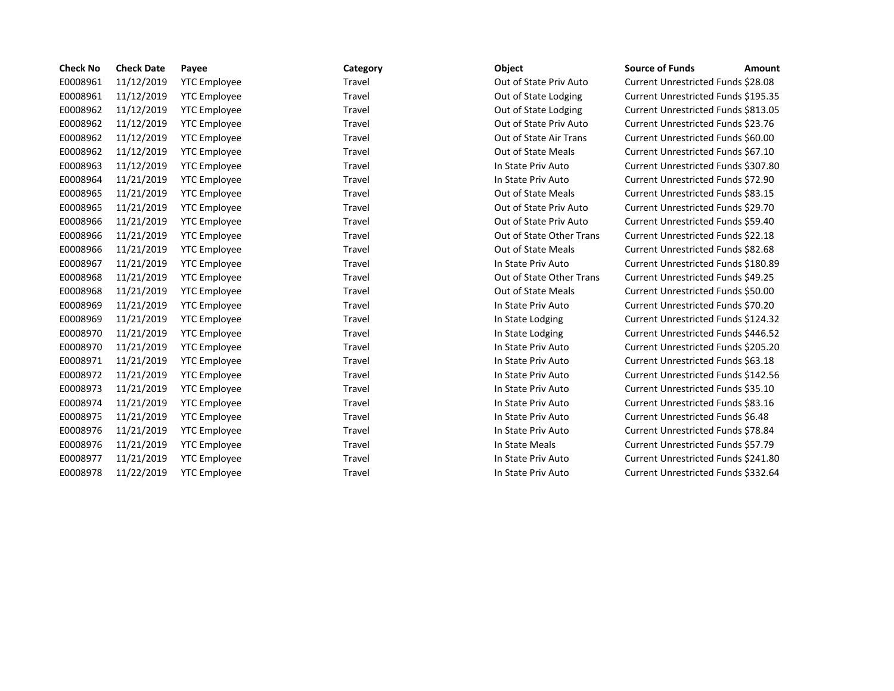| Check No | Check Date | Payee | Category | Object | Source of Funds | Amount |
|---|---|---|---|---|---|---|
| E0008961 | 11/12/2019 | YTC Employee | Travel | Out of State Priv Auto | Current Unrestricted Funds | $28.08 |
| E0008961 | 11/12/2019 | YTC Employee | Travel | Out of State Lodging | Current Unrestricted Funds | $195.35 |
| E0008962 | 11/12/2019 | YTC Employee | Travel | Out of State Lodging | Current Unrestricted Funds | $813.05 |
| E0008962 | 11/12/2019 | YTC Employee | Travel | Out of State Priv Auto | Current Unrestricted Funds | $23.76 |
| E0008962 | 11/12/2019 | YTC Employee | Travel | Out of State Air Trans | Current Unrestricted Funds | $60.00 |
| E0008962 | 11/12/2019 | YTC Employee | Travel | Out of State Meals | Current Unrestricted Funds | $67.10 |
| E0008963 | 11/12/2019 | YTC Employee | Travel | In State Priv Auto | Current Unrestricted Funds | $307.80 |
| E0008964 | 11/21/2019 | YTC Employee | Travel | In State Priv Auto | Current Unrestricted Funds | $72.90 |
| E0008965 | 11/21/2019 | YTC Employee | Travel | Out of State Meals | Current Unrestricted Funds | $83.15 |
| E0008965 | 11/21/2019 | YTC Employee | Travel | Out of State Priv Auto | Current Unrestricted Funds | $29.70 |
| E0008966 | 11/21/2019 | YTC Employee | Travel | Out of State Priv Auto | Current Unrestricted Funds | $59.40 |
| E0008966 | 11/21/2019 | YTC Employee | Travel | Out of State Other Trans | Current Unrestricted Funds | $22.18 |
| E0008966 | 11/21/2019 | YTC Employee | Travel | Out of State Meals | Current Unrestricted Funds | $82.68 |
| E0008967 | 11/21/2019 | YTC Employee | Travel | In State Priv Auto | Current Unrestricted Funds | $180.89 |
| E0008968 | 11/21/2019 | YTC Employee | Travel | Out of State Other Trans | Current Unrestricted Funds | $49.25 |
| E0008968 | 11/21/2019 | YTC Employee | Travel | Out of State Meals | Current Unrestricted Funds | $50.00 |
| E0008969 | 11/21/2019 | YTC Employee | Travel | In State Priv Auto | Current Unrestricted Funds | $70.20 |
| E0008969 | 11/21/2019 | YTC Employee | Travel | In State Lodging | Current Unrestricted Funds | $124.32 |
| E0008970 | 11/21/2019 | YTC Employee | Travel | In State Lodging | Current Unrestricted Funds | $446.52 |
| E0008970 | 11/21/2019 | YTC Employee | Travel | In State Priv Auto | Current Unrestricted Funds | $205.20 |
| E0008971 | 11/21/2019 | YTC Employee | Travel | In State Priv Auto | Current Unrestricted Funds | $63.18 |
| E0008972 | 11/21/2019 | YTC Employee | Travel | In State Priv Auto | Current Unrestricted Funds | $142.56 |
| E0008973 | 11/21/2019 | YTC Employee | Travel | In State Priv Auto | Current Unrestricted Funds | $35.10 |
| E0008974 | 11/21/2019 | YTC Employee | Travel | In State Priv Auto | Current Unrestricted Funds | $83.16 |
| E0008975 | 11/21/2019 | YTC Employee | Travel | In State Priv Auto | Current Unrestricted Funds | $6.48 |
| E0008976 | 11/21/2019 | YTC Employee | Travel | In State Priv Auto | Current Unrestricted Funds | $78.84 |
| E0008976 | 11/21/2019 | YTC Employee | Travel | In State Meals | Current Unrestricted Funds | $57.79 |
| E0008977 | 11/21/2019 | YTC Employee | Travel | In State Priv Auto | Current Unrestricted Funds | $241.80 |
| E0008978 | 11/22/2019 | YTC Employee | Travel | In State Priv Auto | Current Unrestricted Funds | $332.64 |